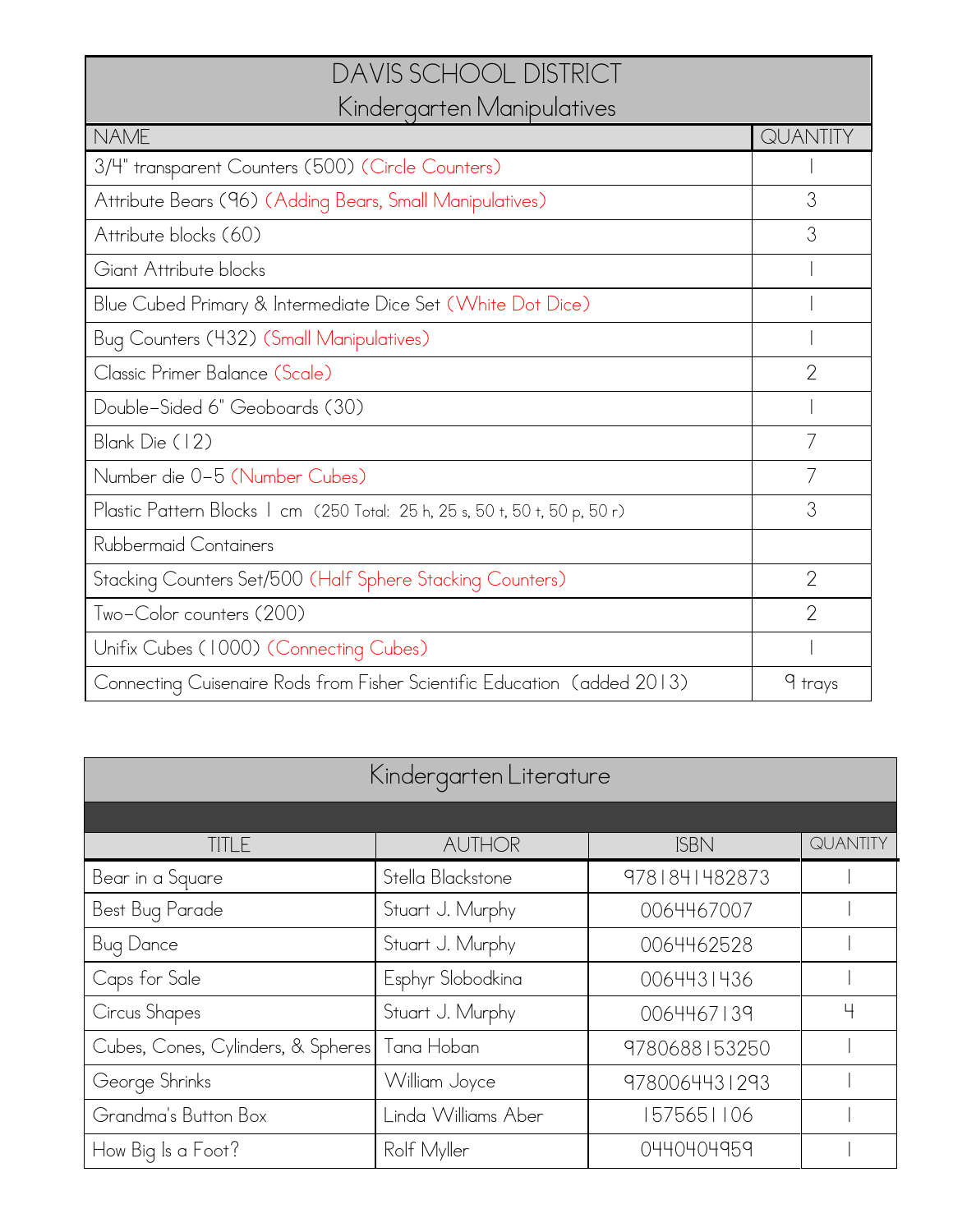# DAVIS SCHOOL DISTRICT

## Kindergarten Manipulatives

| NAME | QUANTITY |
|---|---|
| 3/4" transparent Counters (500) (Circle Counters) | 1 |
| Attribute Bears (96) (Adding Bears, Small Manipulatives) | 3 |
| Attribute blocks (60) | 3 |
| Giant Attribute blocks | 1 |
| Blue Cubed Primary & Intermediate Dice Set (White Dot Dice) | 1 |
| Bug Counters (432) (Small Manipulatives) | 1 |
| Classic Primer Balance (Scale) | 2 |
| Double-Sided 6" Geoboards (30) | 1 |
| Blank Die (12) | 7 |
| Number die 0-5 (Number Cubes) | 7 |
| Plastic Pattern Blocks 1 cm (250 Total: 25 h, 25 s, 50 t, 50 t, 50 p, 50 r) | 3 |
| Rubbermaid Containers | |
| Stacking Counters Set/500 (Half Sphere Stacking Counters) | 2 |
| Two-Color counters (200) | 2 |
| Unifix Cubes (1000) (Connecting Cubes) | 1 |
| Connecting Cuisenaire Rods from Fisher Scientific Education (added 2013) | 9 trays |

## Kindergarten Literature

| TITLE | AUTHOR | ISBN | QUANTITY |
|---|---|---|---|
| Bear in a Square | Stella Blackstone | 9781841482873 | 1 |
| Best Bug Parade | Stuart J. Murphy | 0064467007 | 1 |
| Bug Dance | Stuart J. Murphy | 0064462528 | 1 |
| Caps for Sale | Esphyr Slobodkina | 0064431436 | 1 |
| Circus Shapes | Stuart J. Murphy | 0064467139 | 4 |
| Cubes, Cones, Cylinders, & Spheres | Tana Hoban | 9780688153250 | 1 |
| George Shrinks | William Joyce | 9780064431293 | 1 |
| Grandma's Button Box | Linda Williams Aber | 1575651106 | 1 |
| How Big Is a Foot? | Rolf Myller | 0440404959 | 1 |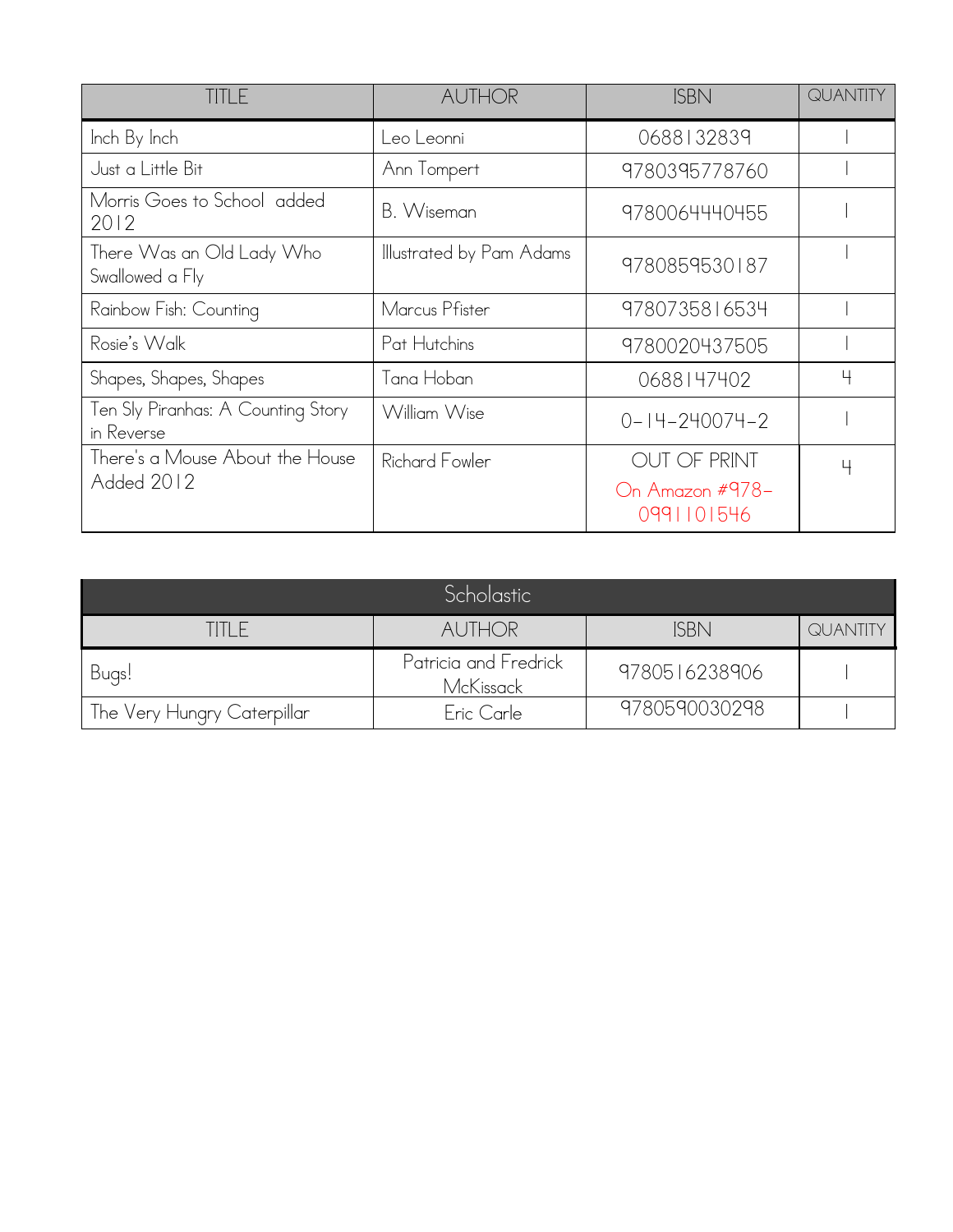| TITLE | AUTHOR | ISBN | QUANTITY |
|---|---|---|---|
| Inch By Inch | Leo Leonni | 0688132839 | 1 |
| Just a Little Bit | Ann Tompert | 9780395778760 | 1 |
| Morris Goes to School added 2012 | B. Wiseman | 9780064440455 | 1 |
| There Was an Old Lady Who Swallowed a Fly | Illustrated by Pam Adams | 9780859530187 | 1 |
| Rainbow Fish: Counting | Marcus Pfister | 9780735816534 | 1 |
| Rosie's Walk | Pat Hutchins | 9780020437505 | 1 |
| Shapes, Shapes, Shapes | Tana Hoban | 0688147402 | 4 |
| Ten Sly Piranhas: A Counting Story in Reverse | William Wise | 0-14-240074-2 | 1 |
| There's a Mouse About the House Added 2012 | Richard Fowler | OUT OF PRINT On Amazon #978-0991101546 | 4 |

| Scholastic | | | |
|---|---|---|---|
| TITLE | AUTHOR | ISBN | QUANTITY |
| Bugs! | Patricia and Fredrick McKissack | 9780516238906 | 1 |
| The Very Hungry Caterpillar | Eric Carle | 9780590030298 | 1 |